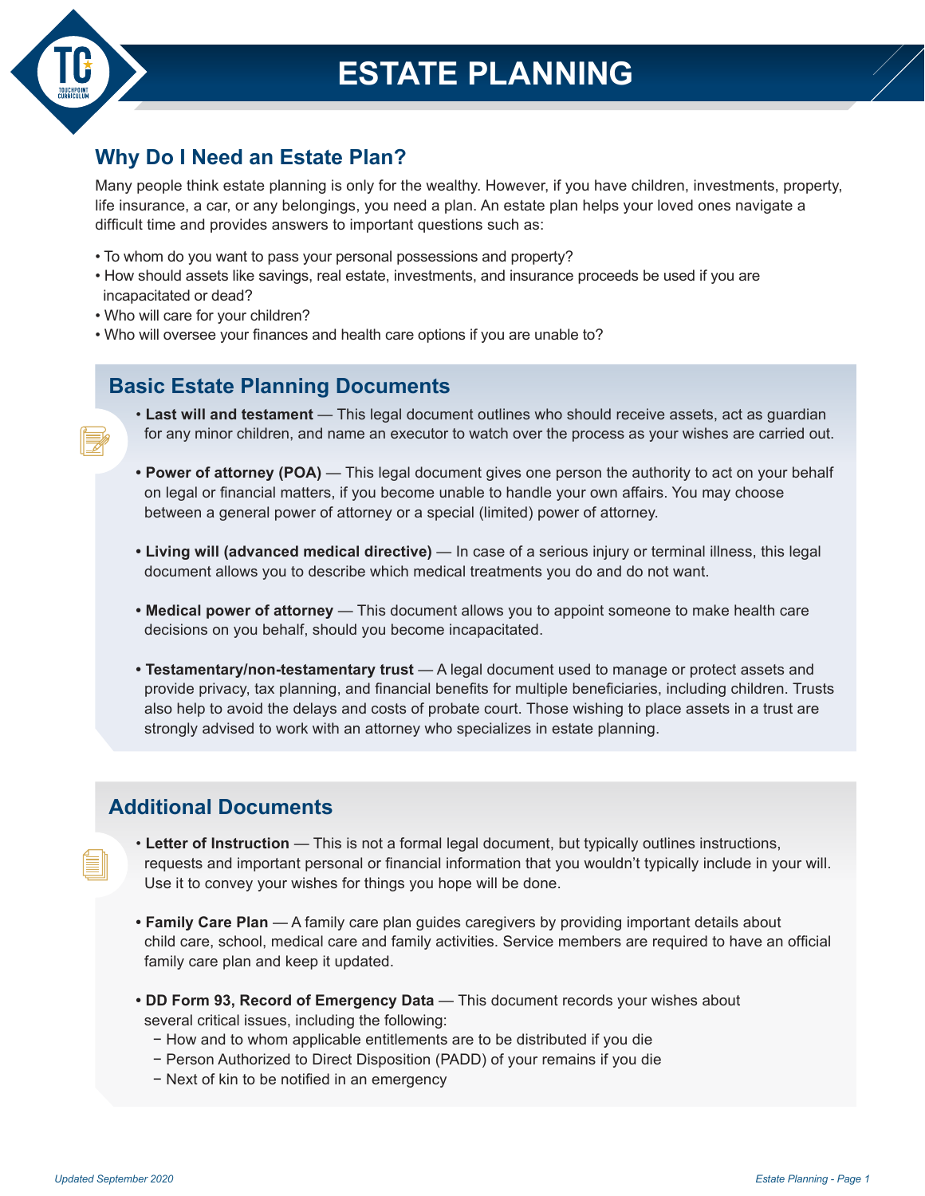# ESTATE PLANNING

## Why Do I Need an Estate Plan?

Many people think estate planning is only for the wealthy. However, if you have children, investments, property, life insurance, a car, or any belongings, you need a plan. An estate plan helps your loved ones navigate a difficult time and provides answers to important questions such as:

- To whom do you want to pass your personal possessions and property?
- How should assets like savings, real estate, investments, and insurance proceeds be used if you are incapacitated or dead?
- Who will care for your children?
- Who will oversee your finances and health care options if you are unable to?

## Basic Estate Planning Documents

- **Last will and testament** — This legal document outlines who should receive assets, act as guardian for any minor children, and name an executor to watch over the process as your wishes are carried out.
- **Power of attorney (POA)** — This legal document gives one person the authority to act on your behalf on legal or financial matters, if you become unable to handle your own affairs. You may choose between a general power of attorney or a special (limited) power of attorney.
- **Living will (advanced medical directive)** — In case of a serious injury or terminal illness, this legal document allows you to describe which medical treatments you do and do not want.
- **Medical power of attorney** — This document allows you to appoint someone to make health care decisions on you behalf, should you become incapacitated.
- **Testamentary/non-testamentary trust** — A legal document used to manage or protect assets and provide privacy, tax planning, and financial benefits for multiple beneficiaries, including children. Trusts also help to avoid the delays and costs of probate court. Those wishing to place assets in a trust are strongly advised to work with an attorney who specializes in estate planning.

## Additional Documents

- **Letter of Instruction** — This is not a formal legal document, but typically outlines instructions, requests and important personal or financial information that you wouldn't typically include in your will. Use it to convey your wishes for things you hope will be done.
- **Family Care Plan** — A family care plan guides caregivers by providing important details about child care, school, medical care and family activities. Service members are required to have an official family care plan and keep it updated.
- **DD Form 93, Record of Emergency Data** — This document records your wishes about several critical issues, including the following:
  - How and to whom applicable entitlements are to be distributed if you die
  - Person Authorized to Direct Disposition (PADD) of your remains if you die
  - Next of kin to be notified in an emergency

Updated September 2020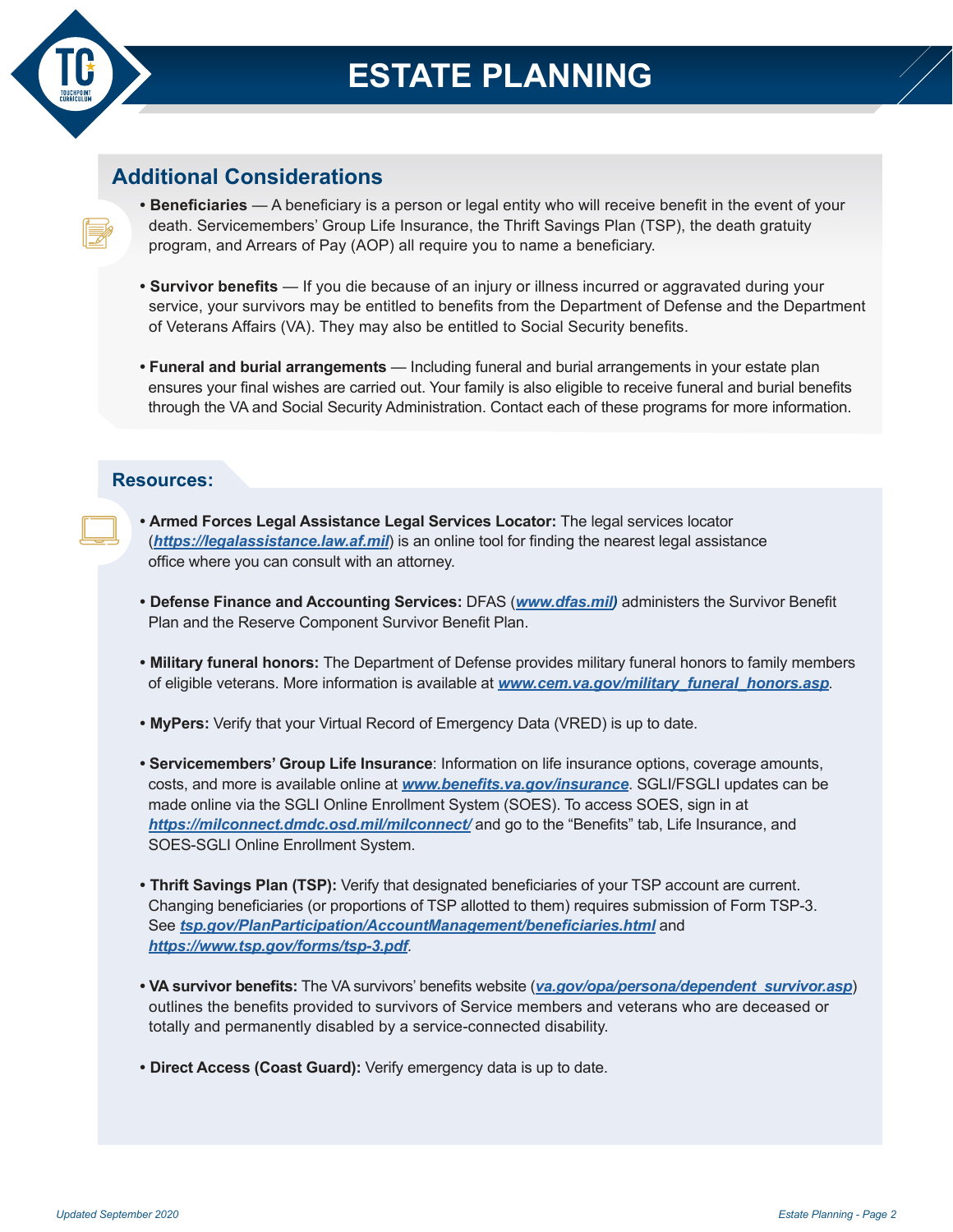# ESTATE PLANNING

## Additional Considerations

- **Beneficiaries** — A beneficiary is a person or legal entity who will receive benefit in the event of your death. Servicemembers' Group Life Insurance, the Thrift Savings Plan (TSP), the death gratuity program, and Arrears of Pay (AOP) all require you to name a beneficiary.

- **Survivor benefits** — If you die because of an injury or illness incurred or aggravated during your service, your survivors may be entitled to benefits from the Department of Defense and the Department of Veterans Affairs (VA). They may also be entitled to Social Security benefits.

- **Funeral and burial arrangements** — Including funeral and burial arrangements in your estate plan ensures your final wishes are carried out. Your family is also eligible to receive funeral and burial benefits through the VA and Social Security Administration. Contact each of these programs for more information.

## Resources:

- **Armed Forces Legal Assistance Legal Services Locator:** The legal services locator (***https://legalassistance.law.af.mil***) is an online tool for finding the nearest legal assistance office where you can consult with an attorney.

- **Defense Finance and Accounting Services:** DFAS (***www.dfas.mil***) administers the Survivor Benefit Plan and the Reserve Component Survivor Benefit Plan.

- **Military funeral honors:** The Department of Defense provides military funeral honors to family members of eligible veterans. More information is available at ***www.cem.va.gov/military_funeral_honors.asp***.

- **MyPers:** Verify that your Virtual Record of Emergency Data (VRED) is up to date.

- **Servicemembers' Group Life Insurance**: Information on life insurance options, coverage amounts, costs, and more is available online at ***www.benefits.va.gov/insurance***. SGLI/FSGLI updates can be made online via the SGLI Online Enrollment System (SOES). To access SOES, sign in at ***https://milconnect.dmdc.osd.mil/milconnect/*** and go to the "Benefits" tab, Life Insurance, and SOES-SGLI Online Enrollment System.

- **Thrift Savings Plan (TSP):** Verify that designated beneficiaries of your TSP account are current. Changing beneficiaries (or proportions of TSP allotted to them) requires submission of Form TSP-3. See ***tsp.gov/PlanParticipation/AccountManagement/beneficiaries.html*** and ***https://www.tsp.gov/forms/tsp-3.pdf***.

- **VA survivor benefits:** The VA survivors' benefits website (***va.gov/opa/persona/dependent_survivor.asp***) outlines the benefits provided to survivors of Service members and veterans who are deceased or totally and permanently disabled by a service-connected disability.

- **Direct Access (Coast Guard):** Verify emergency data is up to date.

*Updated September 2020*